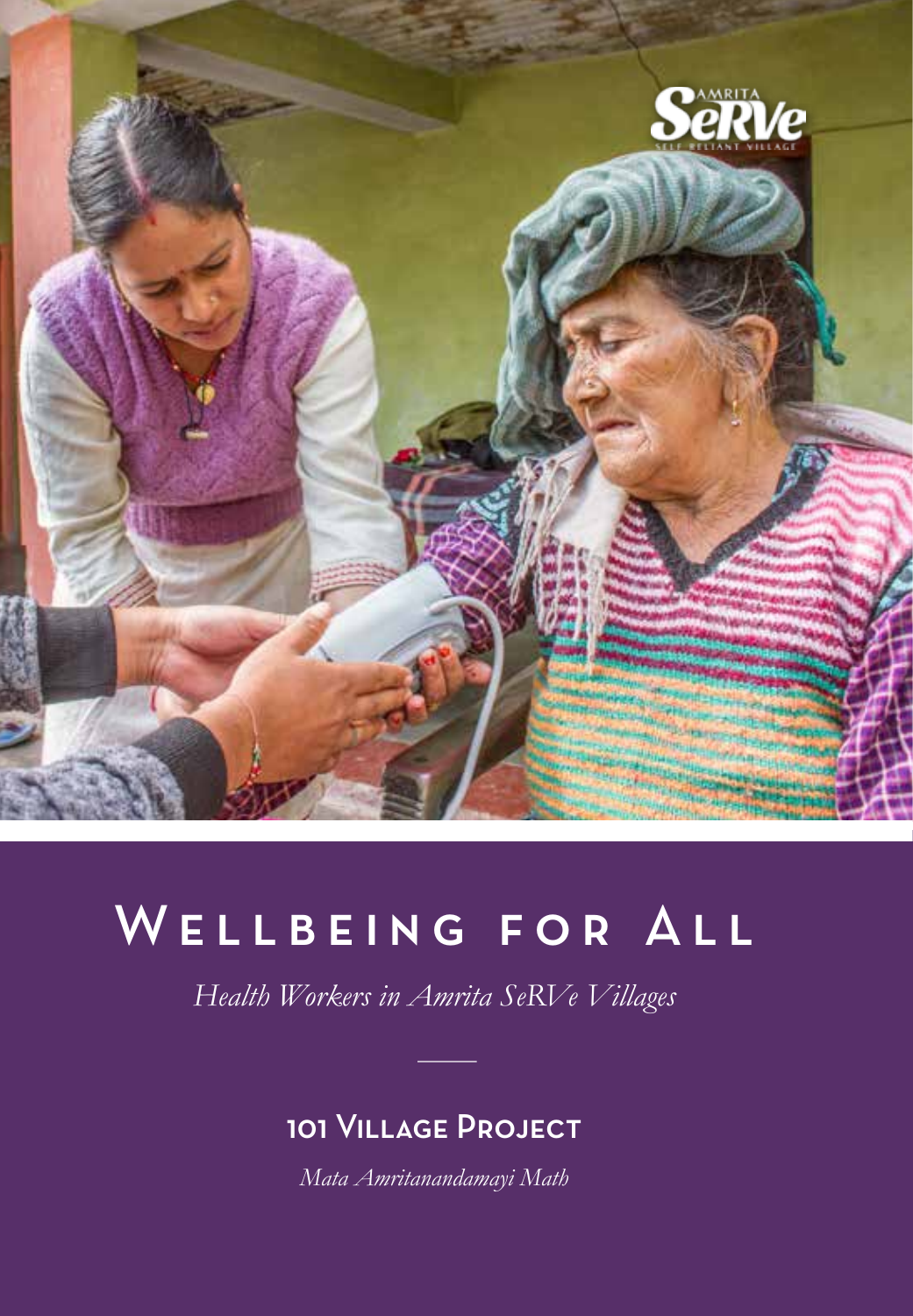# Wellbeing for All

*Health Workers in Amrita SeRVe Villages*

## 101 Village Project

*Mata Amritanandamayi Math*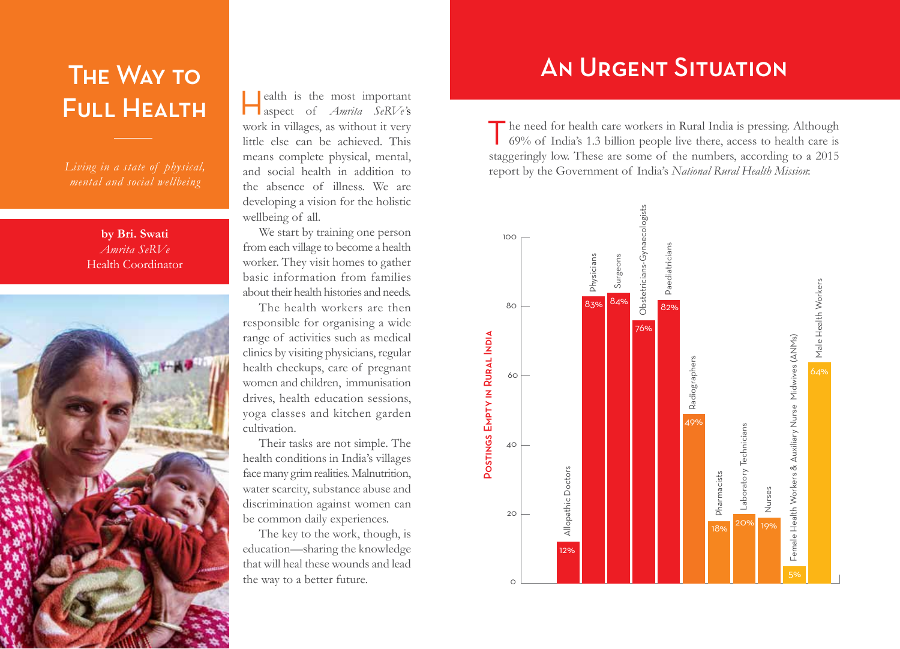# The Way to Full Health

*Living in a state of physical, mental and social wellbeing*

**by Bri. Swati**
*Amrita SeRVe*
Health Coordinator

Health is the most important aspect of *Amrita SeRVe*'s work in villages, as without it very little else can be achieved. This means complete physical, mental, and social health in addition to the absence of illness. We are developing a vision for the holistic wellbeing of all.

We start by training one person from each village to become a health worker. They visit homes to gather basic information from families about their health histories and needs.

The health workers are then responsible for organising a wide range of activities such as medical clinics by visiting physicians, regular health checkups, care of pregnant women and children, immunisation drives, health education sessions, yoga classes and kitchen garden cultivation.

Their tasks are not simple. The health conditions in India's villages face many grim realities. Malnutrition, water scarcity, substance abuse and discrimination against women can be common daily experiences.

The key to the work, though, is education—sharing the knowledge that will heal these wounds and lead the way to a better future.

# An Urgent Situation

The need for health care workers in Rural India is pressing. Although 69% of India's 1.3 billion people live there, access to health care is staggeringly low. These are some of the numbers, according to a 2015 report by the Government of India's *National Rural Health Mission*:

**Postings Empty in Rural India**

| Posting | Empty (%) |
|---|---|
| Allopathic Doctors | 12% |
| Physicians | 83% |
| Surgeons | 84% |
| Obstetricians-Gynaecologists | 76% |
| Paediatricians | 82% |
| Radiographers | 49% |
| Pharmacists | 18% |
| Laboratory Technicians | 20% |
| Nurses | 19% |
| Female Health Workers & Auxiliary Nurse Midwives (ANMs) | 5% |
| Male Health Workers | 64% |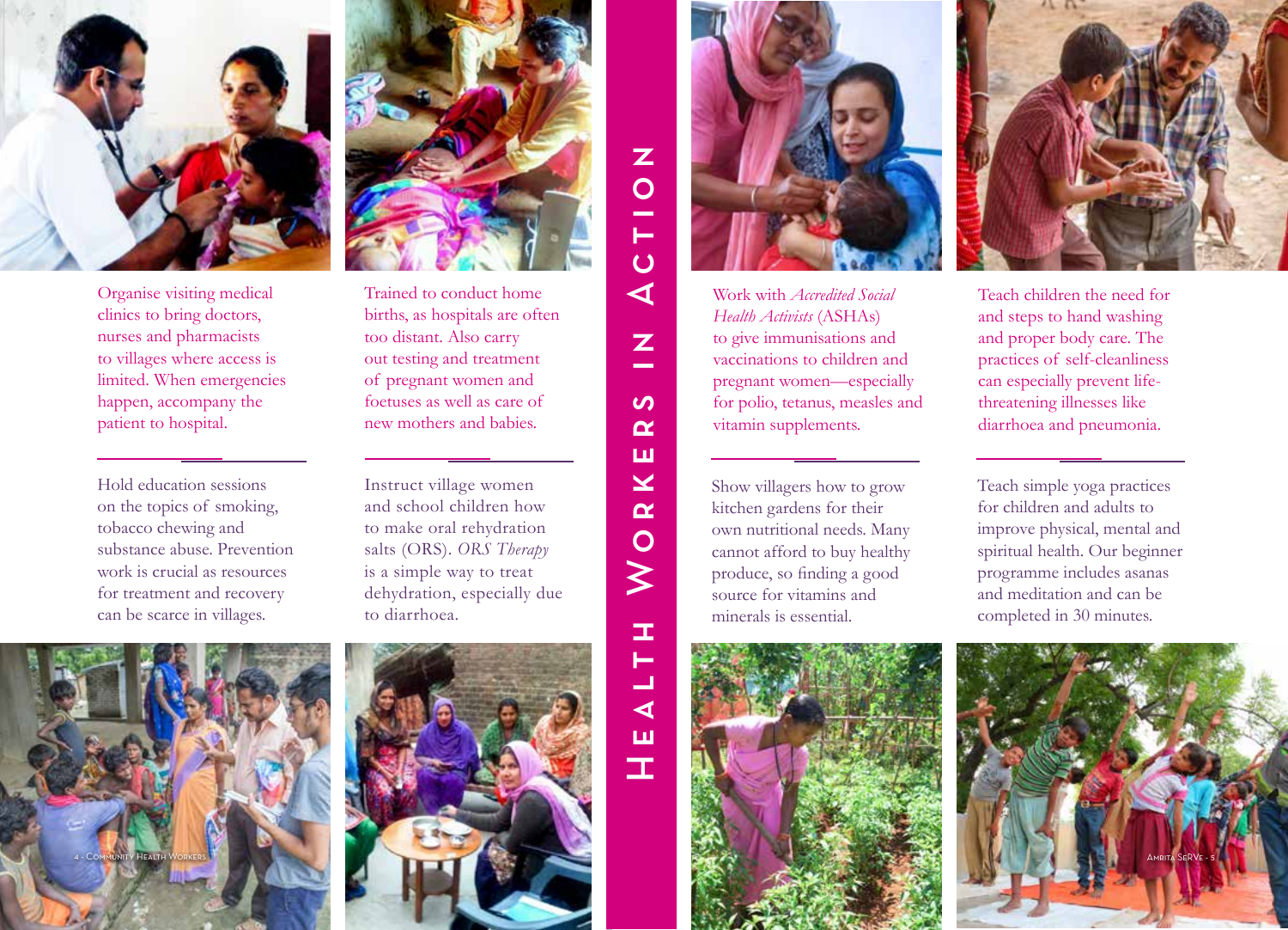# Health Workers in Action

Organise visiting medical clinics to bring doctors, nurses and pharmacists to villages where access is limited. When emergencies happen, accompany the patient to hospital.

Hold education sessions on the topics of smoking, tobacco chewing and substance abuse. Prevention work is crucial as resources for treatment and recovery can be scarce in villages.

Trained to conduct home births, as hospitals are often too distant. Also carry out testing and treatment of pregnant women and foetuses as well as care of new mothers and babies.

Instruct village women and school children how to make oral rehydration salts (ORS). *ORS Therapy* is a simple way to treat dehydration, especially due to diarrhoea.

Work with *Accredited Social Health Activists* (ASHAs) to give immunisations and vaccinations to children and pregnant women—especially for polio, tetanus, measles and vitamin supplements.

Show villagers how to grow kitchen gardens for their own nutritional needs. Many cannot afford to buy healthy produce, so finding a good source for vitamins and minerals is essential.

Teach children the need for and steps to hand washing and proper body care. The practices of self-cleanliness can especially prevent life-threatening illnesses like diarrhoea and pneumonia.

Teach simple yoga practices for children and adults to improve physical, mental and spiritual health. Our beginner programme includes asanas and meditation and can be completed in 30 minutes.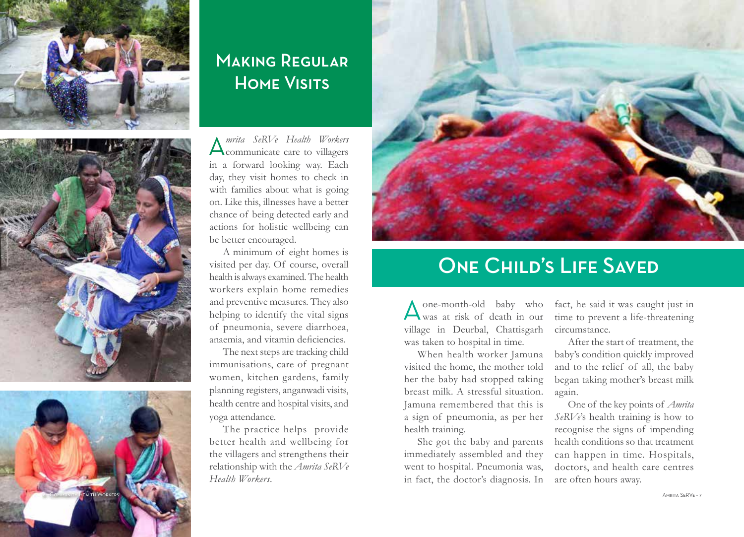## Making Regular Home Visits

*Amrita SeRVe Health Workers* communicate care to villagers in a forward looking way. Each day, they visit homes to check in with families about what is going on. Like this, illnesses have a better chance of being detected early and actions for holistic wellbeing can be better encouraged.

A minimum of eight homes is visited per day. Of course, overall health is always examined. The health workers explain home remedies and preventive measures. They also helping to identify the vital signs of pneumonia, severe diarrhoea, anaemia, and vitamin deficiencies.

The next steps are tracking child immunisations, care of pregnant women, kitchen gardens, family planning registers, anganwadi visits, health centre and hospital visits, and yoga attendance.

The practice helps provide better health and wellbeing for the villagers and strengthens their relationship with the *Amrita SeRVe Health Workers*.

## One Child's Life Saved

A one-month-old baby who was at risk of death in our village in Deurbal, Chattisgarh was taken to hospital in time.

When health worker Jamuna visited the home, the mother told her the baby had stopped taking breast milk. A stressful situation. Jamuna remembered that this is a sign of pneumonia, as per her health training.

She got the baby and parents immediately assembled and they went to hospital. Pneumonia was, in fact, the doctor's diagnosis. In fact, he said it was caught just in time to prevent a life-threatening circumstance.

After the start of treatment, the baby's condition quickly improved and to the relief of all, the baby began taking mother's breast milk again.

One of the key points of *Amrita SeRVe*'s health training is how to recognise the signs of impending health conditions so that treatment can happen in time. Hospitals, doctors, and health care centres are often hours away.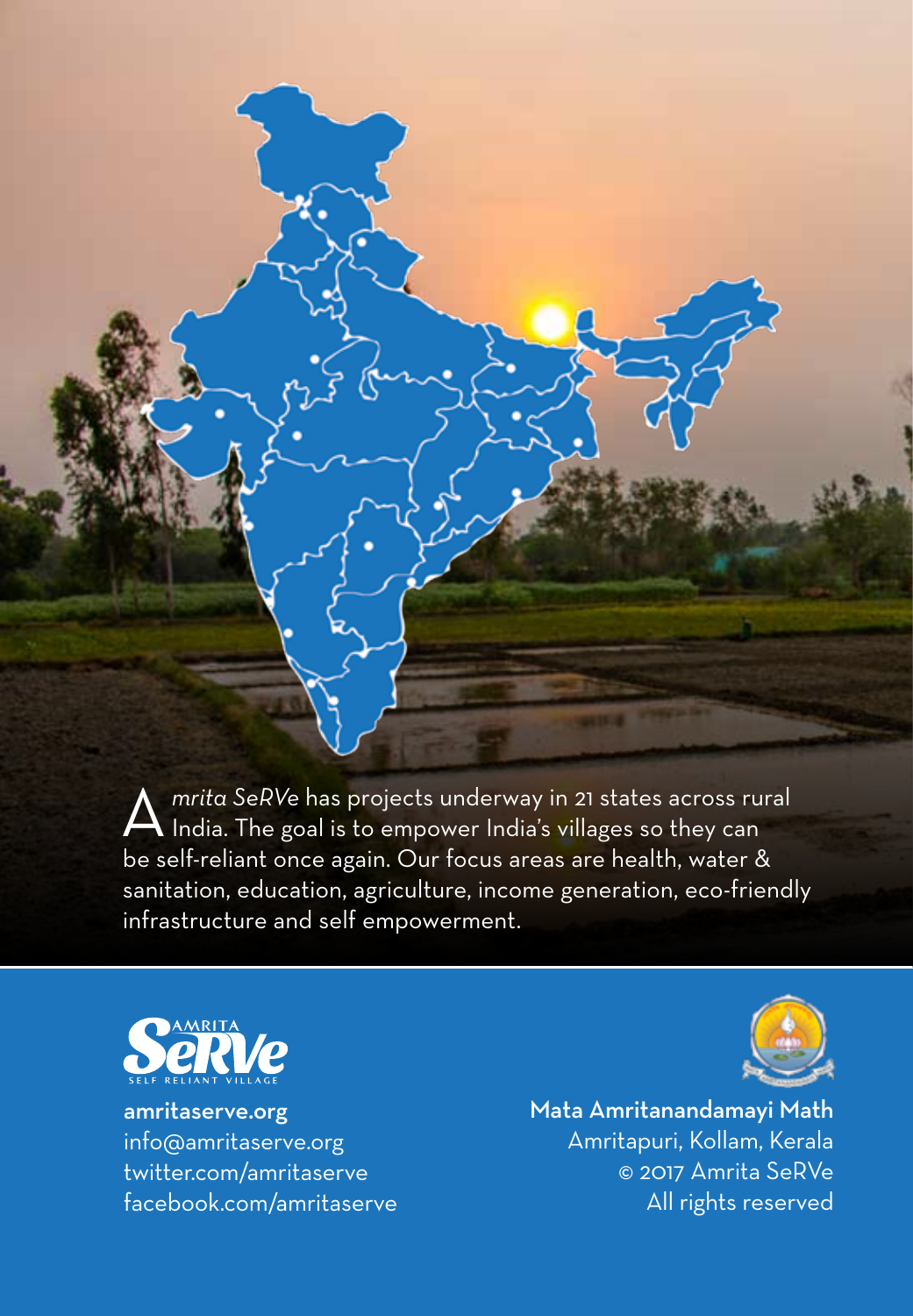*Amrita SeRVe* has projects underway in 21 states across rural India. The goal is to empower India's villages so they can be self-reliant once again. Our focus areas are health, water & sanitation, education, agriculture, income generation, eco-friendly infrastructure and self empowerment.

AMRITA SeRVe
SELF RELIANT VILLAGE

**amritaserve.org**
info@amritaserve.org
twitter.com/amritaserve
facebook.com/amritaserve

**Mata Amritanandamayi Math**
Amritapuri, Kollam, Kerala
© 2017 Amrita SeRVe
All rights reserved